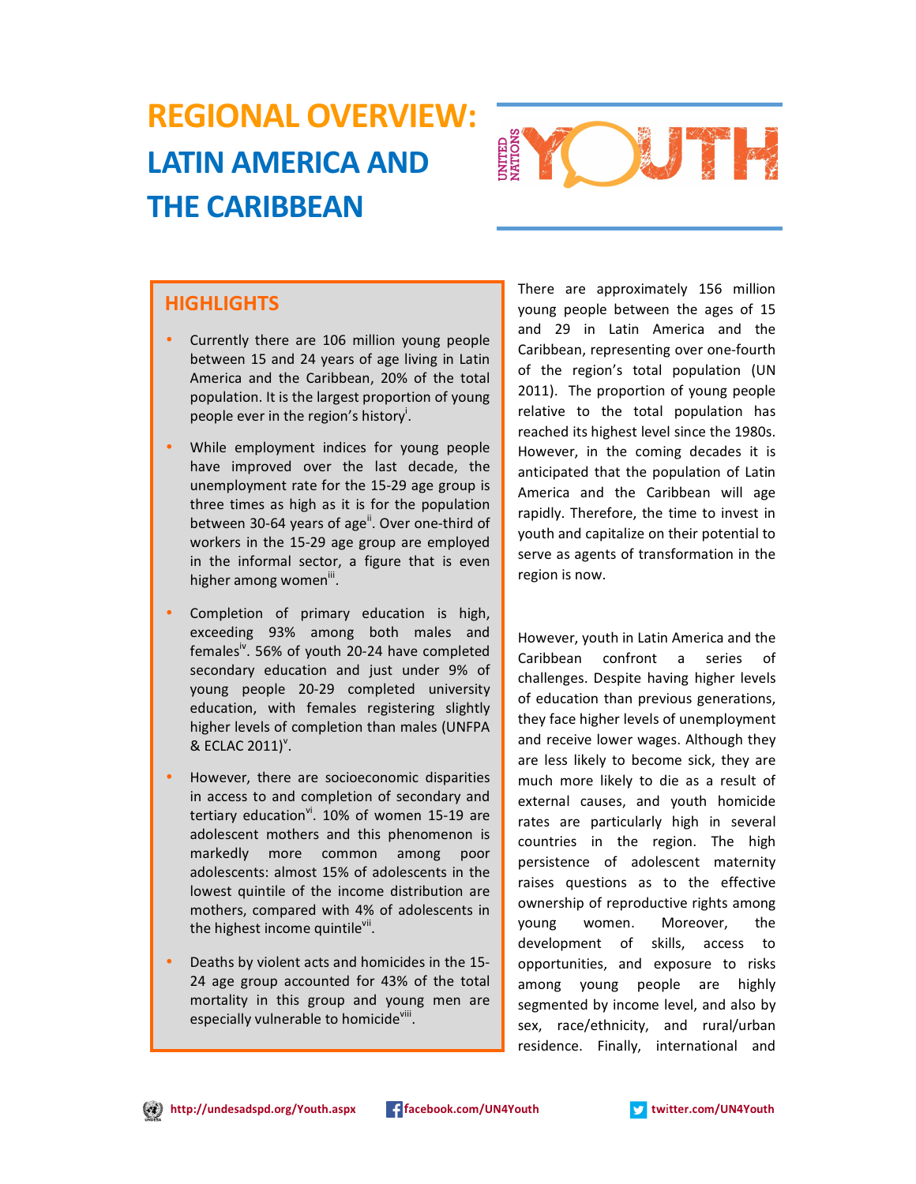# REGIONAL OVERVIEW: LATIN AMERICA AND THE CARIBBEAN

## HIGHLIGHTS

- Currently there are 106 million young people between 15 and 24 years of age living in Latin America and the Caribbean, 20% of the total population. It is the largest proportion of young people ever in the region's history[i].
- While employment indices for young people have improved over the last decade, the unemployment rate for the 15-29 age group is three times as high as it is for the population between 30-64 years of age[ii]. Over one-third of workers in the 15-29 age group are employed in the informal sector, a figure that is even higher among women[iii].
- Completion of primary education is high, exceeding 93% among both males and females[iv]. 56% of youth 20-24 have completed secondary education and just under 9% of young people 20-29 completed university education, with females registering slightly higher levels of completion than males (UNFPA & ECLAC 2011)[v].
- However, there are socioeconomic disparities in access to and completion of secondary and tertiary education[vi]. 10% of women 15-19 are adolescent mothers and this phenomenon is markedly more common among poor adolescents: almost 15% of adolescents in the lowest quintile of the income distribution are mothers, compared with 4% of adolescents in the highest income quintile[vii].
- Deaths by violent acts and homicides in the 15-24 age group accounted for 43% of the total mortality in this group and young men are especially vulnerable to homicide[viii].

There are approximately 156 million young people between the ages of 15 and 29 in Latin America and the Caribbean, representing over one-fourth of the region's total population (UN 2011). The proportion of young people relative to the total population has reached its highest level since the 1980s. However, in the coming decades it is anticipated that the population of Latin America and the Caribbean will age rapidly. Therefore, the time to invest in youth and capitalize on their potential to serve as agents of transformation in the region is now.

However, youth in Latin America and the Caribbean confront a series of challenges. Despite having higher levels of education than previous generations, they face higher levels of unemployment and receive lower wages. Although they are less likely to become sick, they are much more likely to die as a result of external causes, and youth homicide rates are particularly high in several countries in the region. The high persistence of adolescent maternity raises questions as to the effective ownership of reproductive rights among young women. Moreover, the development of skills, access to opportunities, and exposure to risks among young people are highly segmented by income level, and also by sex, race/ethnicity, and rural/urban residence. Finally, international and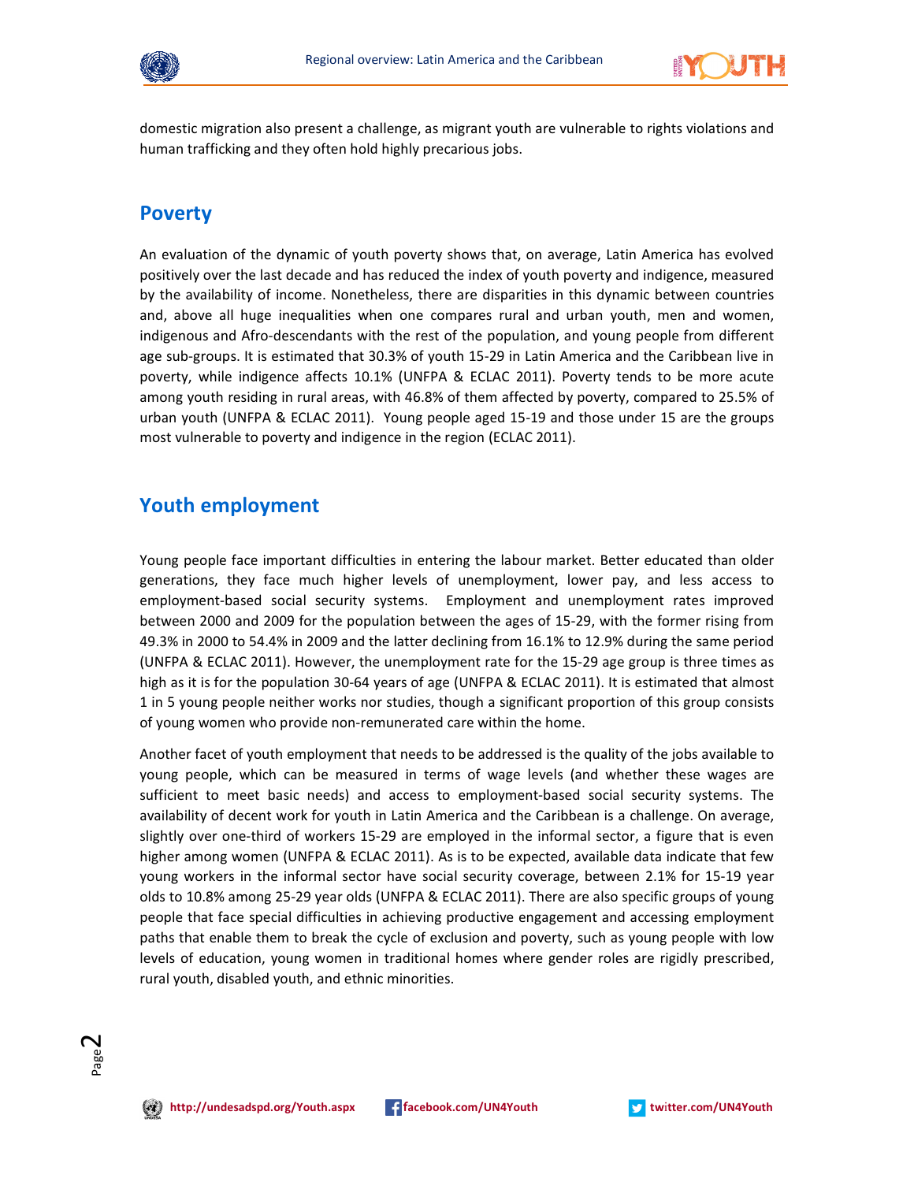domestic migration also present a challenge, as migrant youth are vulnerable to rights violations and human trafficking and they often hold highly precarious jobs.

## Poverty

An evaluation of the dynamic of youth poverty shows that, on average, Latin America has evolved positively over the last decade and has reduced the index of youth poverty and indigence, measured by the availability of income. Nonetheless, there are disparities in this dynamic between countries and, above all huge inequalities when one compares rural and urban youth, men and women, indigenous and Afro-descendants with the rest of the population, and young people from different age sub-groups. It is estimated that 30.3% of youth 15-29 in Latin America and the Caribbean live in poverty, while indigence affects 10.1% (UNFPA & ECLAC 2011). Poverty tends to be more acute among youth residing in rural areas, with 46.8% of them affected by poverty, compared to 25.5% of urban youth (UNFPA & ECLAC 2011). Young people aged 15-19 and those under 15 are the groups most vulnerable to poverty and indigence in the region (ECLAC 2011).

## Youth employment

Young people face important difficulties in entering the labour market. Better educated than older generations, they face much higher levels of unemployment, lower pay, and less access to employment-based social security systems. Employment and unemployment rates improved between 2000 and 2009 for the population between the ages of 15-29, with the former rising from 49.3% in 2000 to 54.4% in 2009 and the latter declining from 16.1% to 12.9% during the same period (UNFPA & ECLAC 2011). However, the unemployment rate for the 15-29 age group is three times as high as it is for the population 30-64 years of age (UNFPA & ECLAC 2011). It is estimated that almost 1 in 5 young people neither works nor studies, though a significant proportion of this group consists of young women who provide non-remunerated care within the home.

Another facet of youth employment that needs to be addressed is the quality of the jobs available to young people, which can be measured in terms of wage levels (and whether these wages are sufficient to meet basic needs) and access to employment-based social security systems. The availability of decent work for youth in Latin America and the Caribbean is a challenge. On average, slightly over one-third of workers 15-29 are employed in the informal sector, a figure that is even higher among women (UNFPA & ECLAC 2011). As is to be expected, available data indicate that few young workers in the informal sector have social security coverage, between 2.1% for 15-19 year olds to 10.8% among 25-29 year olds (UNFPA & ECLAC 2011). There are also specific groups of young people that face special difficulties in achieving productive engagement and accessing employment paths that enable them to break the cycle of exclusion and poverty, such as young people with low levels of education, young women in traditional homes where gender roles are rigidly prescribed, rural youth, disabled youth, and ethnic minorities.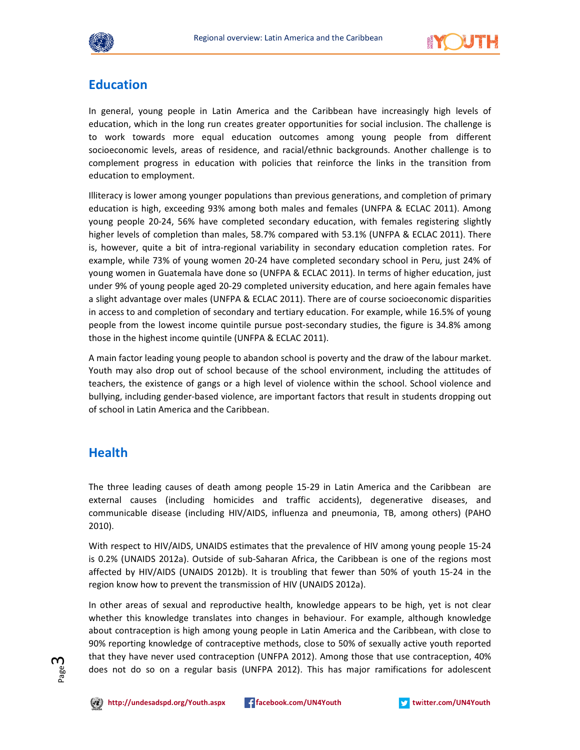## Education

In general, young people in Latin America and the Caribbean have increasingly high levels of education, which in the long run creates greater opportunities for social inclusion. The challenge is to work towards more equal education outcomes among young people from different socioeconomic levels, areas of residence, and racial/ethnic backgrounds. Another challenge is to complement progress in education with policies that reinforce the links in the transition from education to employment.

Illiteracy is lower among younger populations than previous generations, and completion of primary education is high, exceeding 93% among both males and females (UNFPA & ECLAC 2011). Among young people 20-24, 56% have completed secondary education, with females registering slightly higher levels of completion than males, 58.7% compared with 53.1% (UNFPA & ECLAC 2011). There is, however, quite a bit of intra-regional variability in secondary education completion rates. For example, while 73% of young women 20-24 have completed secondary school in Peru, just 24% of young women in Guatemala have done so (UNFPA & ECLAC 2011). In terms of higher education, just under 9% of young people aged 20-29 completed university education, and here again females have a slight advantage over males (UNFPA & ECLAC 2011). There are of course socioeconomic disparities in access to and completion of secondary and tertiary education. For example, while 16.5% of young people from the lowest income quintile pursue post-secondary studies, the figure is 34.8% among those in the highest income quintile (UNFPA & ECLAC 2011).

A main factor leading young people to abandon school is poverty and the draw of the labour market. Youth may also drop out of school because of the school environment, including the attitudes of teachers, the existence of gangs or a high level of violence within the school. School violence and bullying, including gender-based violence, are important factors that result in students dropping out of school in Latin America and the Caribbean.

## Health

The three leading causes of death among people 15-29 in Latin America and the Caribbean are external causes (including homicides and traffic accidents), degenerative diseases, and communicable disease (including HIV/AIDS, influenza and pneumonia, TB, among others) (PAHO 2010).

With respect to HIV/AIDS, UNAIDS estimates that the prevalence of HIV among young people 15-24 is 0.2% (UNAIDS 2012a). Outside of sub-Saharan Africa, the Caribbean is one of the regions most affected by HIV/AIDS (UNAIDS 2012b). It is troubling that fewer than 50% of youth 15-24 in the region know how to prevent the transmission of HIV (UNAIDS 2012a).

In other areas of sexual and reproductive health, knowledge appears to be high, yet is not clear whether this knowledge translates into changes in behaviour. For example, although knowledge about contraception is high among young people in Latin America and the Caribbean, with close to 90% reporting knowledge of contraceptive methods, close to 50% of sexually active youth reported that they have never used contraception (UNFPA 2012). Among those that use contraception, 40% does not do so on a regular basis (UNFPA 2012). This has major ramifications for adolescent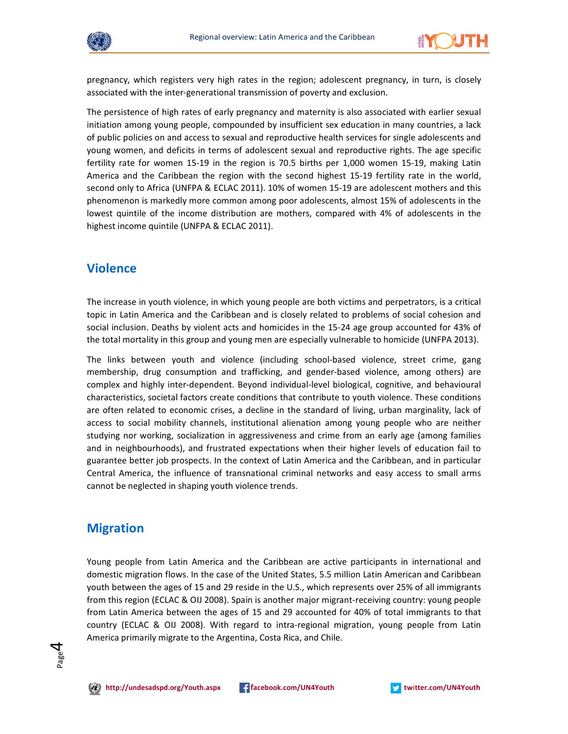pregnancy, which registers very high rates in the region; adolescent pregnancy, in turn, is closely associated with the inter-generational transmission of poverty and exclusion.

The persistence of high rates of early pregnancy and maternity is also associated with earlier sexual initiation among young people, compounded by insufficient sex education in many countries, a lack of public policies on and access to sexual and reproductive health services for single adolescents and young women, and deficits in terms of adolescent sexual and reproductive rights. The age specific fertility rate for women 15-19 in the region is 70.5 births per 1,000 women 15-19, making Latin America and the Caribbean the region with the second highest 15-19 fertility rate in the world, second only to Africa (UNFPA & ECLAC 2011). 10% of women 15-19 are adolescent mothers and this phenomenon is markedly more common among poor adolescents, almost 15% of adolescents in the lowest quintile of the income distribution are mothers, compared with 4% of adolescents in the highest income quintile (UNFPA & ECLAC 2011).

## Violence

The increase in youth violence, in which young people are both victims and perpetrators, is a critical topic in Latin America and the Caribbean and is closely related to problems of social cohesion and social inclusion. Deaths by violent acts and homicides in the 15-24 age group accounted for 43% of the total mortality in this group and young men are especially vulnerable to homicide (UNFPA 2013).

The links between youth and violence (including school-based violence, street crime, gang membership, drug consumption and trafficking, and gender-based violence, among others) are complex and highly inter-dependent. Beyond individual-level biological, cognitive, and behavioural characteristics, societal factors create conditions that contribute to youth violence. These conditions are often related to economic crises, a decline in the standard of living, urban marginality, lack of access to social mobility channels, institutional alienation among young people who are neither studying nor working, socialization in aggressiveness and crime from an early age (among families and in neighbourhoods), and frustrated expectations when their higher levels of education fail to guarantee better job prospects. In the context of Latin America and the Caribbean, and in particular Central America, the influence of transnational criminal networks and easy access to small arms cannot be neglected in shaping youth violence trends.

## Migration

Young people from Latin America and the Caribbean are active participants in international and domestic migration flows. In the case of the United States, 5.5 million Latin American and Caribbean youth between the ages of 15 and 29 reside in the U.S., which represents over 25% of all immigrants from this region (ECLAC & OIJ 2008). Spain is another major migrant-receiving country: young people from Latin America between the ages of 15 and 29 accounted for 40% of total immigrants to that country (ECLAC & OIJ 2008). With regard to intra-regional migration, young people from Latin America primarily migrate to the Argentina, Costa Rica, and Chile.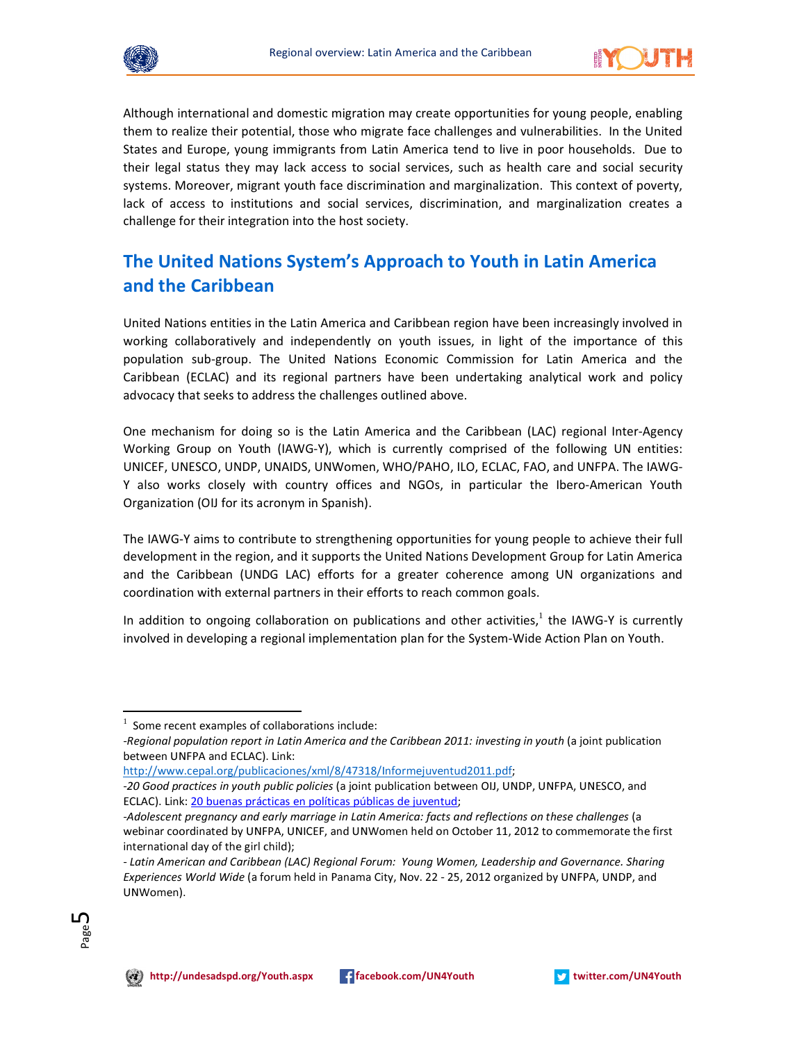Although international and domestic migration may create opportunities for young people, enabling them to realize their potential, those who migrate face challenges and vulnerabilities. In the United States and Europe, young immigrants from Latin America tend to live in poor households. Due to their legal status they may lack access to social services, such as health care and social security systems. Moreover, migrant youth face discrimination and marginalization. This context of poverty, lack of access to institutions and social services, discrimination, and marginalization creates a challenge for their integration into the host society.

## The United Nations System's Approach to Youth in Latin America and the Caribbean

United Nations entities in the Latin America and Caribbean region have been increasingly involved in working collaboratively and independently on youth issues, in light of the importance of this population sub-group. The United Nations Economic Commission for Latin America and the Caribbean (ECLAC) and its regional partners have been undertaking analytical work and policy advocacy that seeks to address the challenges outlined above.

One mechanism for doing so is the Latin America and the Caribbean (LAC) regional Inter-Agency Working Group on Youth (IAWG-Y), which is currently comprised of the following UN entities: UNICEF, UNESCO, UNDP, UNAIDS, UNWomen, WHO/PAHO, ILO, ECLAC, FAO, and UNFPA. The IAWG-Y also works closely with country offices and NGOs, in particular the Ibero-American Youth Organization (OIJ for its acronym in Spanish).

The IAWG-Y aims to contribute to strengthening opportunities for young people to achieve their full development in the region, and it supports the United Nations Development Group for Latin America and the Caribbean (UNDG LAC) efforts for a greater coherence among UN organizations and coordination with external partners in their efforts to reach common goals.

In addition to ongoing collaboration on publications and other activities,[1] the IAWG-Y is currently involved in developing a regional implementation plan for the System-Wide Action Plan on Youth.

---

[1] Some recent examples of collaborations include:
-*Regional population report in Latin America and the Caribbean 2011: investing in youth* (a joint publication between UNFPA and ECLAC). Link: http://www.cepal.org/publicaciones/xml/8/47318/Informejuventud2011.pdf;
-*20 Good practices in youth public policies* (a joint publication between OIJ, UNDP, UNFPA, UNESCO, and ECLAC). Link: 20 buenas prácticas en políticas públicas de juventud;
-*Adolescent pregnancy and early marriage in Latin America: facts and reflections on these challenges* (a webinar coordinated by UNFPA, UNICEF, and UNWomen held on October 11, 2012 to commemorate the first international day of the girl child);
- *Latin American and Caribbean (LAC) Regional Forum: Young Women, Leadership and Governance. Sharing Experiences World Wide* (a forum held in Panama City, Nov. 22 - 25, 2012 organized by UNFPA, UNDP, and UNWomen).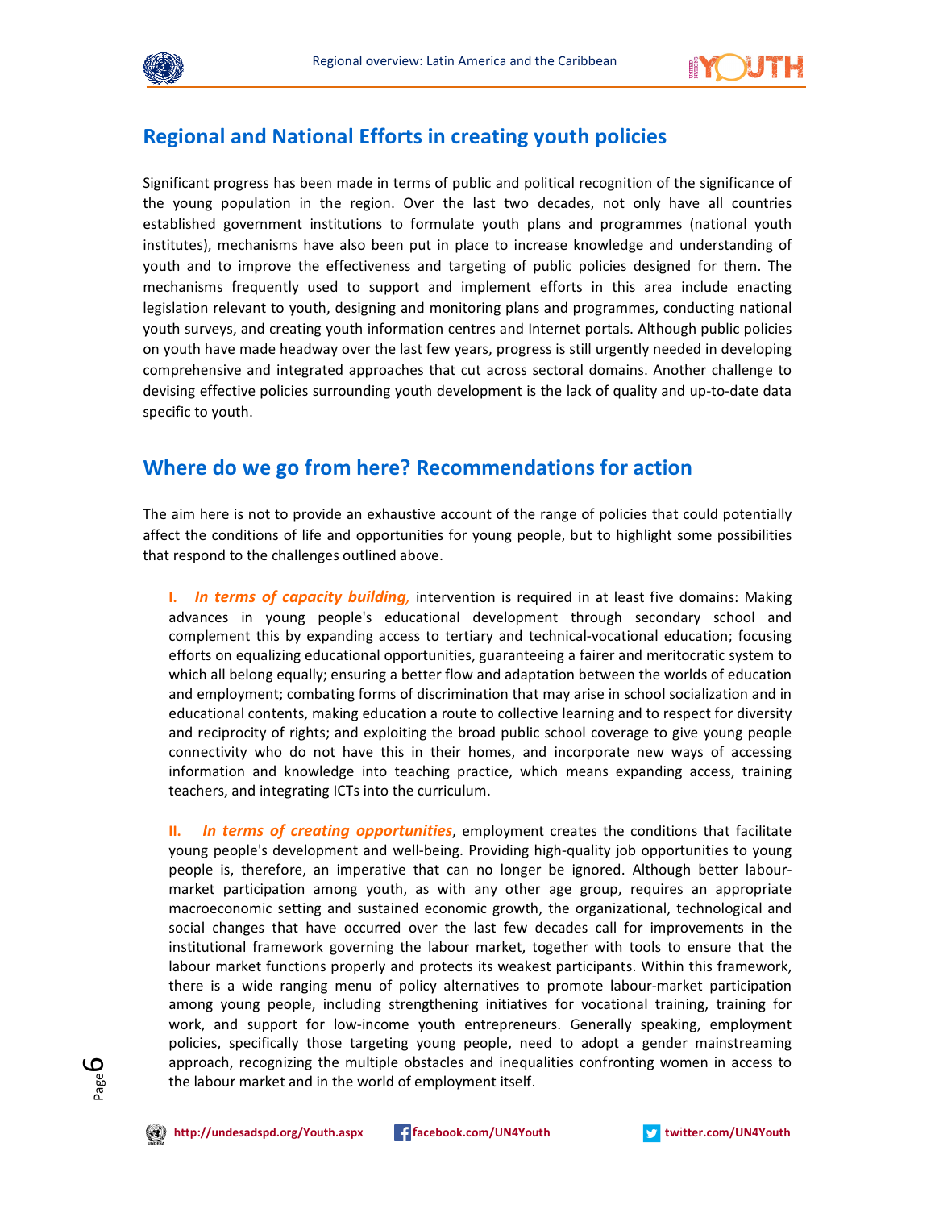## Regional and National Efforts in creating youth policies

Significant progress has been made in terms of public and political recognition of the significance of the young population in the region. Over the last two decades, not only have all countries established government institutions to formulate youth plans and programmes (national youth institutes), mechanisms have also been put in place to increase knowledge and understanding of youth and to improve the effectiveness and targeting of public policies designed for them. The mechanisms frequently used to support and implement efforts in this area include enacting legislation relevant to youth, designing and monitoring plans and programmes, conducting national youth surveys, and creating youth information centres and Internet portals. Although public policies on youth have made headway over the last few years, progress is still urgently needed in developing comprehensive and integrated approaches that cut across sectoral domains. Another challenge to devising effective policies surrounding youth development is the lack of quality and up-to-date data specific to youth.

## Where do we go from here? Recommendations for action

The aim here is not to provide an exhaustive account of the range of policies that could potentially affect the conditions of life and opportunities for young people, but to highlight some possibilities that respond to the challenges outlined above.

**I.** ***In terms of capacity building,*** intervention is required in at least five domains: Making advances in young people's educational development through secondary school and complement this by expanding access to tertiary and technical-vocational education; focusing efforts on equalizing educational opportunities, guaranteeing a fairer and meritocratic system to which all belong equally; ensuring a better flow and adaptation between the worlds of education and employment; combating forms of discrimination that may arise in school socialization and in educational contents, making education a route to collective learning and to respect for diversity and reciprocity of rights; and exploiting the broad public school coverage to give young people connectivity who do not have this in their homes, and incorporate new ways of accessing information and knowledge into teaching practice, which means expanding access, training teachers, and integrating ICTs into the curriculum.

**II.** ***In terms of creating opportunities***, employment creates the conditions that facilitate young people's development and well-being. Providing high-quality job opportunities to young people is, therefore, an imperative that can no longer be ignored. Although better labour-market participation among youth, as with any other age group, requires an appropriate macroeconomic setting and sustained economic growth, the organizational, technological and social changes that have occurred over the last few decades call for improvements in the institutional framework governing the labour market, together with tools to ensure that the labour market functions properly and protects its weakest participants. Within this framework, there is a wide ranging menu of policy alternatives to promote labour-market participation among young people, including strengthening initiatives for vocational training, training for work, and support for low-income youth entrepreneurs. Generally speaking, employment policies, specifically those targeting young people, need to adopt a gender mainstreaming approach, recognizing the multiple obstacles and inequalities confronting women in access to the labour market and in the world of employment itself.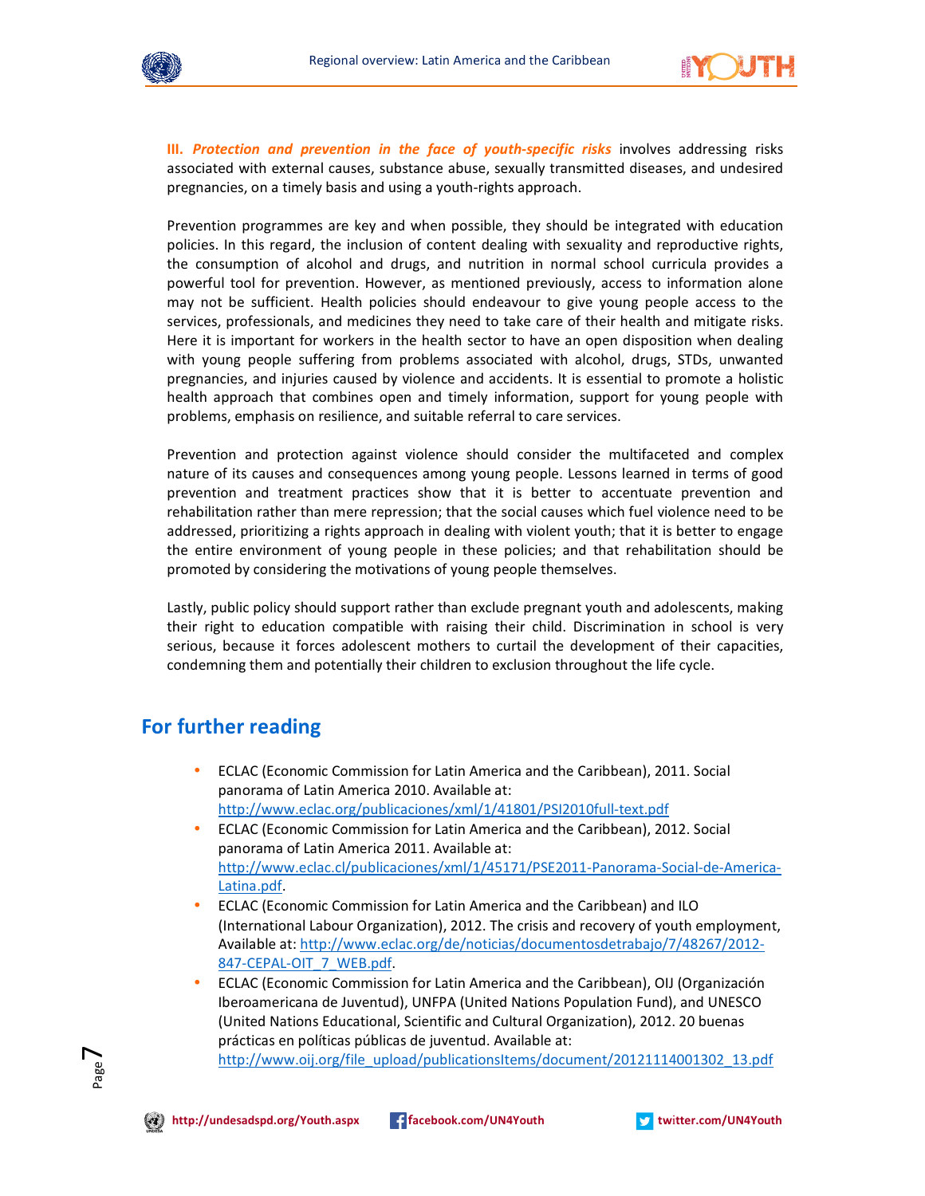**III. *Protection and prevention in the face of youth-specific risks*** involves addressing risks associated with external causes, substance abuse, sexually transmitted diseases, and undesired pregnancies, on a timely basis and using a youth-rights approach.

Prevention programmes are key and when possible, they should be integrated with education policies. In this regard, the inclusion of content dealing with sexuality and reproductive rights, the consumption of alcohol and drugs, and nutrition in normal school curricula provides a powerful tool for prevention. However, as mentioned previously, access to information alone may not be sufficient. Health policies should endeavour to give young people access to the services, professionals, and medicines they need to take care of their health and mitigate risks. Here it is important for workers in the health sector to have an open disposition when dealing with young people suffering from problems associated with alcohol, drugs, STDs, unwanted pregnancies, and injuries caused by violence and accidents. It is essential to promote a holistic health approach that combines open and timely information, support for young people with problems, emphasis on resilience, and suitable referral to care services.

Prevention and protection against violence should consider the multifaceted and complex nature of its causes and consequences among young people. Lessons learned in terms of good prevention and treatment practices show that it is better to accentuate prevention and rehabilitation rather than mere repression; that the social causes which fuel violence need to be addressed, prioritizing a rights approach in dealing with violent youth; that it is better to engage the entire environment of young people in these policies; and that rehabilitation should be promoted by considering the motivations of young people themselves.

Lastly, public policy should support rather than exclude pregnant youth and adolescents, making their right to education compatible with raising their child. Discrimination in school is very serious, because it forces adolescent mothers to curtail the development of their capacities, condemning them and potentially their children to exclusion throughout the life cycle.

## For further reading

- ECLAC (Economic Commission for Latin America and the Caribbean), 2011. Social panorama of Latin America 2010. Available at: http://www.eclac.org/publicaciones/xml/1/41801/PSI2010full-text.pdf
- ECLAC (Economic Commission for Latin America and the Caribbean), 2012. Social panorama of Latin America 2011. Available at: http://www.eclac.cl/publicaciones/xml/1/45171/PSE2011-Panorama-Social-de-America-Latina.pdf.
- ECLAC (Economic Commission for Latin America and the Caribbean) and ILO (International Labour Organization), 2012. The crisis and recovery of youth employment, Available at: http://www.eclac.org/de/noticias/documentosdetrabajo/7/48267/2012-847-CEPAL-OIT_7_WEB.pdf.
- ECLAC (Economic Commission for Latin America and the Caribbean), OIJ (Organización Iberoamericana de Juventud), UNFPA (United Nations Population Fund), and UNESCO (United Nations Educational, Scientific and Cultural Organization), 2012. 20 buenas prácticas en políticas públicas de juventud. Available at: http://www.oij.org/file_upload/publicationsItems/document/20121114001302_13.pdf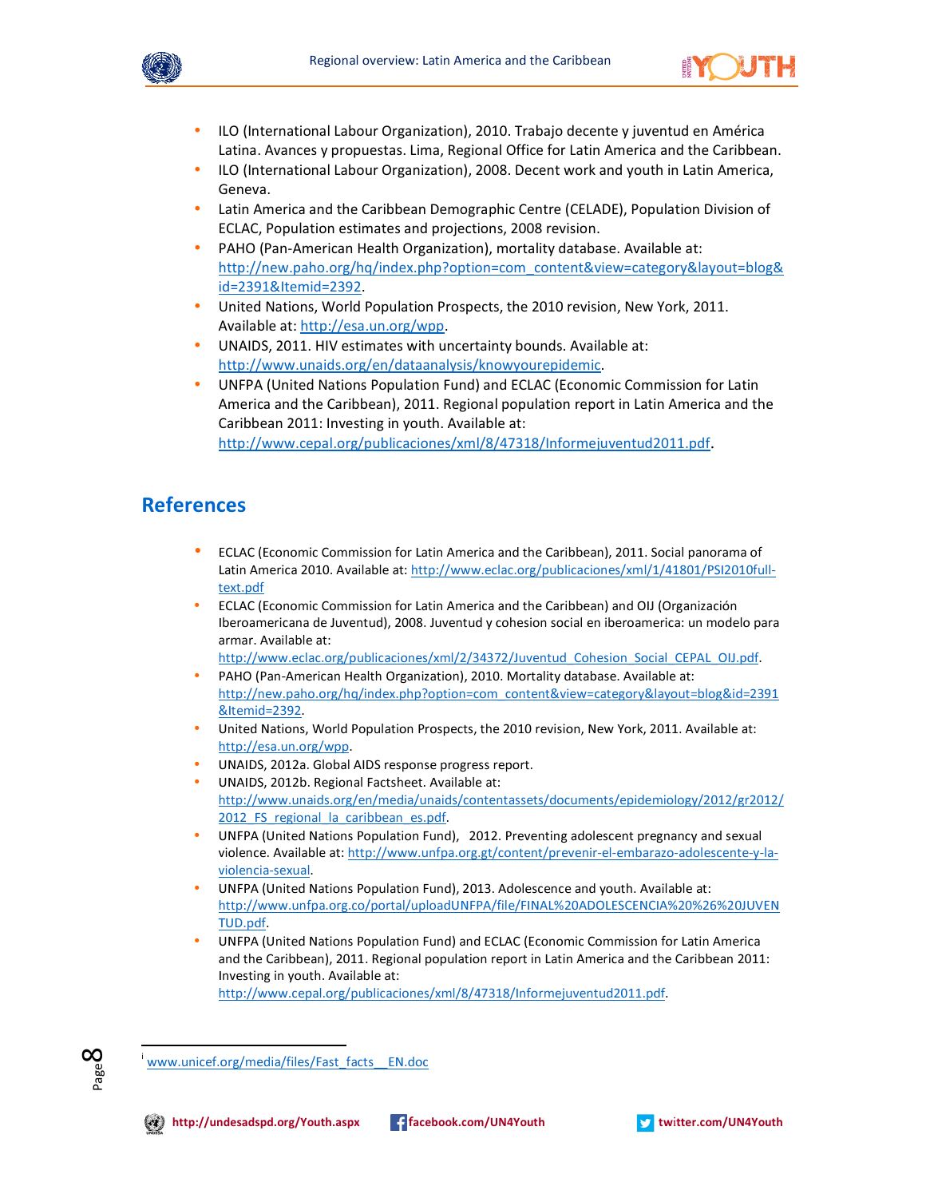- ILO (International Labour Organization), 2010. Trabajo decente y juventud en América Latina. Avances y propuestas. Lima, Regional Office for Latin America and the Caribbean.
- ILO (International Labour Organization), 2008. Decent work and youth in Latin America, Geneva.
- Latin America and the Caribbean Demographic Centre (CELADE), Population Division of ECLAC, Population estimates and projections, 2008 revision.
- PAHO (Pan-American Health Organization), mortality database. Available at: http://new.paho.org/hq/index.php?option=com_content&view=category&layout=blog&id=2391&Itemid=2392.
- United Nations, World Population Prospects, the 2010 revision, New York, 2011. Available at: http://esa.un.org/wpp.
- UNAIDS, 2011. HIV estimates with uncertainty bounds. Available at: http://www.unaids.org/en/dataanalysis/knowyourepidemic.
- UNFPA (United Nations Population Fund) and ECLAC (Economic Commission for Latin America and the Caribbean), 2011. Regional population report in Latin America and the Caribbean 2011: Investing in youth. Available at: http://www.cepal.org/publicaciones/xml/8/47318/Informejuventud2011.pdf.

## References

- ECLAC (Economic Commission for Latin America and the Caribbean), 2011. Social panorama of Latin America 2010. Available at: http://www.eclac.org/publicaciones/xml/1/41801/PSI2010full-text.pdf
- ECLAC (Economic Commission for Latin America and the Caribbean) and OIJ (Organización Iberoamericana de Juventud), 2008. Juventud y cohesion social en iberoamerica: un modelo para armar. Available at: http://www.eclac.org/publicaciones/xml/2/34372/Juventud_Cohesion_Social_CEPAL_OIJ.pdf.
- PAHO (Pan-American Health Organization), 2010. Mortality database. Available at: http://new.paho.org/hq/index.php?option=com_content&view=category&layout=blog&id=2391&Itemid=2392.
- United Nations, World Population Prospects, the 2010 revision, New York, 2011. Available at: http://esa.un.org/wpp.
- UNAIDS, 2012a. Global AIDS response progress report.
- UNAIDS, 2012b. Regional Factsheet. Available at: http://www.unaids.org/en/media/unaids/contentassets/documents/epidemiology/2012/gr2012/2012_FS_regional_la_caribbean_es.pdf.
- UNFPA (United Nations Population Fund), 2012. Preventing adolescent pregnancy and sexual violence. Available at: http://www.unfpa.org.gt/content/prevenir-el-embarazo-adolescente-y-la-violencia-sexual.
- UNFPA (United Nations Population Fund), 2013. Adolescence and youth. Available at: http://www.unfpa.org.co/portal/uploadUNFPA/file/FINAL%20ADOLESCENCIA%20%26%20JUVENTUD.pdf.
- UNFPA (United Nations Population Fund) and ECLAC (Economic Commission for Latin America and the Caribbean), 2011. Regional population report in Latin America and the Caribbean 2011: Investing in youth. Available at: http://www.cepal.org/publicaciones/xml/8/47318/Informejuventud2011.pdf.

---

[i] www.unicef.org/media/files/Fast_facts__EN.doc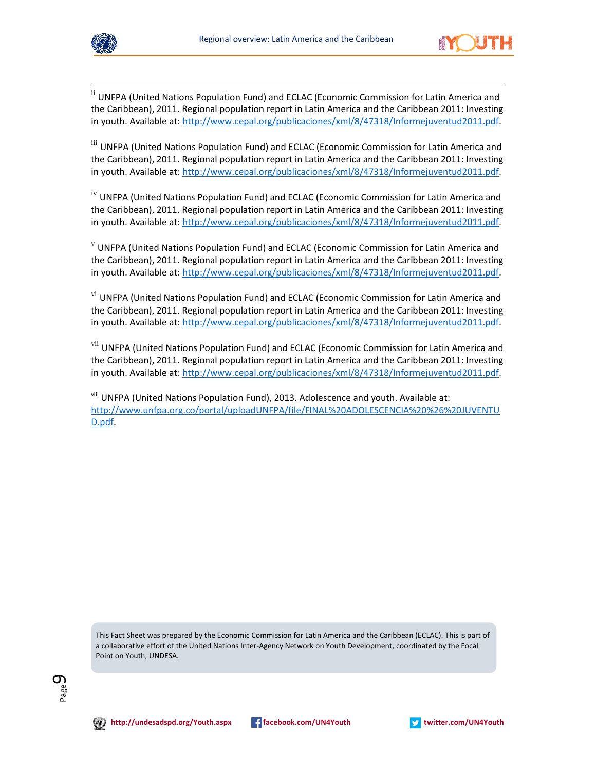[ii] UNFPA (United Nations Population Fund) and ECLAC (Economic Commission for Latin America and the Caribbean), 2011. Regional population report in Latin America and the Caribbean 2011: Investing in youth. Available at: http://www.cepal.org/publicaciones/xml/8/47318/Informejuventud2011.pdf.

[iii] UNFPA (United Nations Population Fund) and ECLAC (Economic Commission for Latin America and the Caribbean), 2011. Regional population report in Latin America and the Caribbean 2011: Investing in youth. Available at: http://www.cepal.org/publicaciones/xml/8/47318/Informejuventud2011.pdf.

[iv] UNFPA (United Nations Population Fund) and ECLAC (Economic Commission for Latin America and the Caribbean), 2011. Regional population report in Latin America and the Caribbean 2011: Investing in youth. Available at: http://www.cepal.org/publicaciones/xml/8/47318/Informejuventud2011.pdf.

[v] UNFPA (United Nations Population Fund) and ECLAC (Economic Commission for Latin America and the Caribbean), 2011. Regional population report in Latin America and the Caribbean 2011: Investing in youth. Available at: http://www.cepal.org/publicaciones/xml/8/47318/Informejuventud2011.pdf.

[vi] UNFPA (United Nations Population Fund) and ECLAC (Economic Commission for Latin America and the Caribbean), 2011. Regional population report in Latin America and the Caribbean 2011: Investing in youth. Available at: http://www.cepal.org/publicaciones/xml/8/47318/Informejuventud2011.pdf.

[vii] UNFPA (United Nations Population Fund) and ECLAC (Economic Commission for Latin America and the Caribbean), 2011. Regional population report in Latin America and the Caribbean 2011: Investing in youth. Available at: http://www.cepal.org/publicaciones/xml/8/47318/Informejuventud2011.pdf.

[viii] UNFPA (United Nations Population Fund), 2013. Adolescence and youth. Available at: http://www.unfpa.org.co/portal/uploadUNFPA/file/FINAL%20ADOLESCENCIA%20%26%20JUVENTUD.pdf.

This Fact Sheet was prepared by the Economic Commission for Latin America and the Caribbean (ECLAC). This is part of a collaborative effort of the United Nations Inter-Agency Network on Youth Development, coordinated by the Focal Point on Youth, UNDESA.

http://undesadspd.org/Youth.aspx facebook.com/UN4Youth twitter.com/UN4Youth